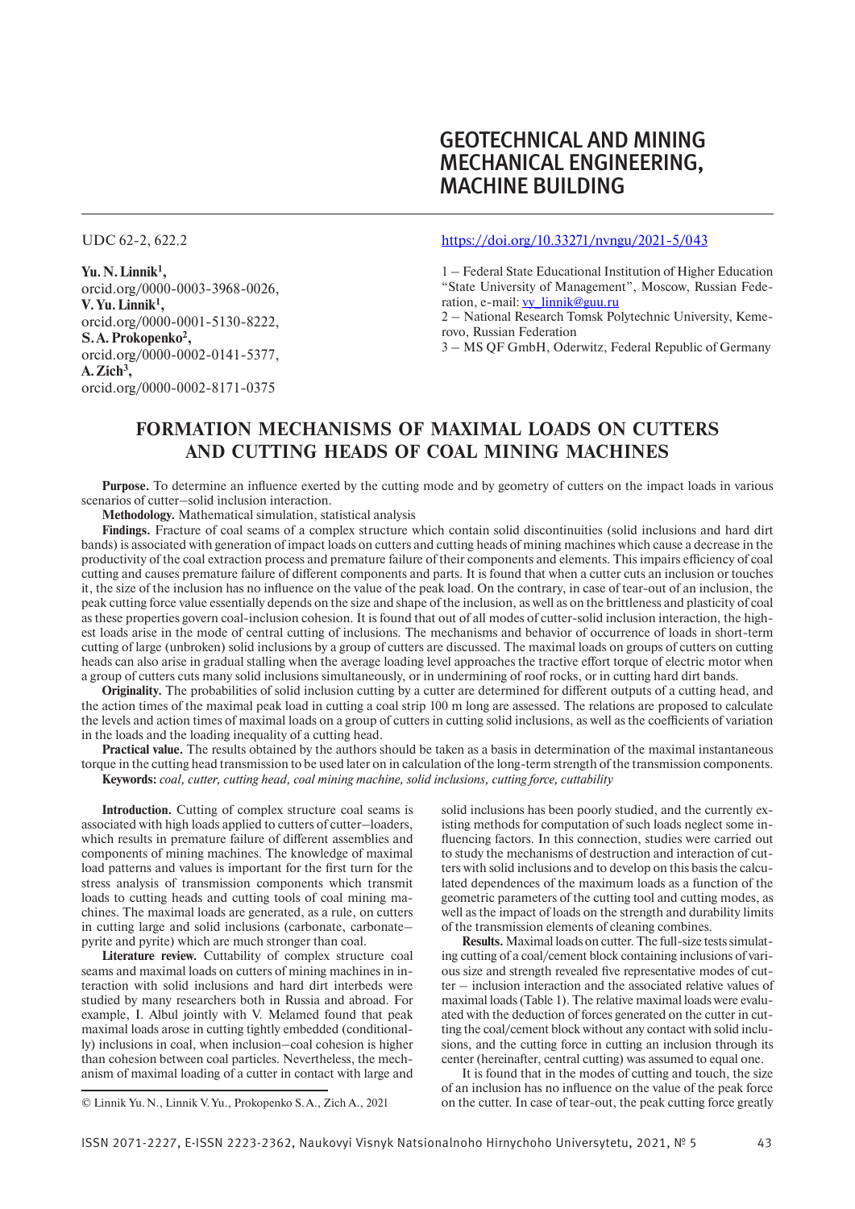# GEOTECHNICAL AND MINING MECHANICAL ENGINEERING, MACHINE BUILDING

UDC 62-2, 622.2

https://doi.org/10.33271/nvngu/2021-5/043

**Yu. N. Linnik**[1], orcid.org/0000-0003-3968-0026,
**V. Yu. Linnik**[1], orcid.org/0000-0001-5130-8222,
**S. A. Prokopenko**[2], orcid.org/0000-0002-0141-5377,
**A. Zich**[3], orcid.org/0000-0002-8171-0375

1 – Federal State Educational Institution of Higher Education "State University of Management", Moscow, Russian Federation, e-mail: vy_linnik@guu.ru
2 – National Research Tomsk Polytechnic University, Kemerovo, Russian Federation
3 – MS QF GmbH, Oderwitz, Federal Republic of Germany

## FORMATION MECHANISMS OF MAXIMAL LOADS ON CUTTERS AND CUTTING HEADS OF COAL MINING MACHINES

**Purpose.** To determine an influence exerted by the cutting mode and by geometry of cutters on the impact loads in various scenarios of cutter–solid inclusion interaction.

**Methodology.** Mathematical simulation, statistical analysis

**Findings.** Fracture of coal seams of a complex structure which contain solid discontinuities (solid inclusions and hard dirt bands) is associated with generation of impact loads on cutters and cutting heads of mining machines which cause a decrease in the productivity of the coal extraction process and premature failure of their components and elements. This impairs efficiency of coal cutting and causes premature failure of different components and parts. It is found that when a cutter cuts an inclusion or touches it, the size of the inclusion has no influence on the value of the peak load. On the contrary, in case of tear-out of an inclusion, the peak cutting force value essentially depends on the size and shape of the inclusion, as well as on the brittleness and plasticity of coal as these properties govern coal-inclusion cohesion. It is found that out of all modes of cutter-solid inclusion interaction, the highest loads arise in the mode of central cutting of inclusions. The mechanisms and behavior of occurrence of loads in short-term cutting of large (unbroken) solid inclusions by a group of cutters are discussed. The maximal loads on groups of cutters on cutting heads can also arise in gradual stalling when the average loading level approaches the tractive effort torque of electric motor when a group of cutters cuts many solid inclusions simultaneously, or in undermining of roof rocks, or in cutting hard dirt bands.

**Originality.** The probabilities of solid inclusion cutting by a cutter are determined for different outputs of a cutting head, and the action times of the maximal peak load in cutting a coal strip 100 m long are assessed. The relations are proposed to calculate the levels and action times of maximal loads on a group of cutters in cutting solid inclusions, as well as the coefficients of variation in the loads and the loading inequality of a cutting head.

**Practical value.** The results obtained by the authors should be taken as a basis in determination of the maximal instantaneous torque in the cutting head transmission to be used later on in calculation of the long-term strength of the transmission components.

**Keywords:** *coal, cutter, cutting head, coal mining machine, solid inclusions, cutting force, cuttability*

**Introduction.** Cutting of complex structure coal seams is associated with high loads applied to cutters of cutter–loaders, which results in premature failure of different assemblies and components of mining machines. The knowledge of maximal load patterns and values is important for the first turn for the stress analysis of transmission components which transmit loads to cutting heads and cutting tools of coal mining machines. The maximal loads are generated, as a rule, on cutters in cutting large and solid inclusions (carbonate, carbonate–pyrite and pyrite) which are much stronger than coal.

**Literature review.** Cuttability of complex structure coal seams and maximal loads on cutters of mining machines in interaction with solid inclusions and hard dirt interbeds were studied by many researchers both in Russia and abroad. For example, I. Albul jointly with V. Melamed found that peak maximal loads arose in cutting tightly embedded (conditionally) inclusions in coal, when inclusion–coal cohesion is higher than cohesion between coal particles. Nevertheless, the mechanism of maximal loading of a cutter in contact with large and solid inclusions has been poorly studied, and the currently existing methods for computation of such loads neglect some influencing factors. In this connection, studies were carried out to study the mechanisms of destruction and interaction of cutters with solid inclusions and to develop on this basis the calculated dependences of the maximum loads as a function of the geometric parameters of the cutting tool and cutting modes, as well as the impact of loads on the strength and durability limits of the transmission elements of cleaning combines.

**Results.** Maximal loads on cutter. The full-size tests simulating cutting of a coal/cement block containing inclusions of various size and strength revealed five representative modes of cutter – inclusion interaction and the associated relative values of maximal loads (Table 1). The relative maximal loads were evaluated with the deduction of forces generated on the cutter in cutting the coal/cement block without any contact with solid inclusions, and the cutting force in cutting an inclusion through its center (hereinafter, central cutting) was assumed to equal one.

It is found that in the modes of cutting and touch, the size of an inclusion has no influence on the value of the peak force on the cutter. In case of tear-out, the peak cutting force greatly

© Linnik Yu. N., Linnik V. Yu., Prokopenko S. A., Zich A., 2021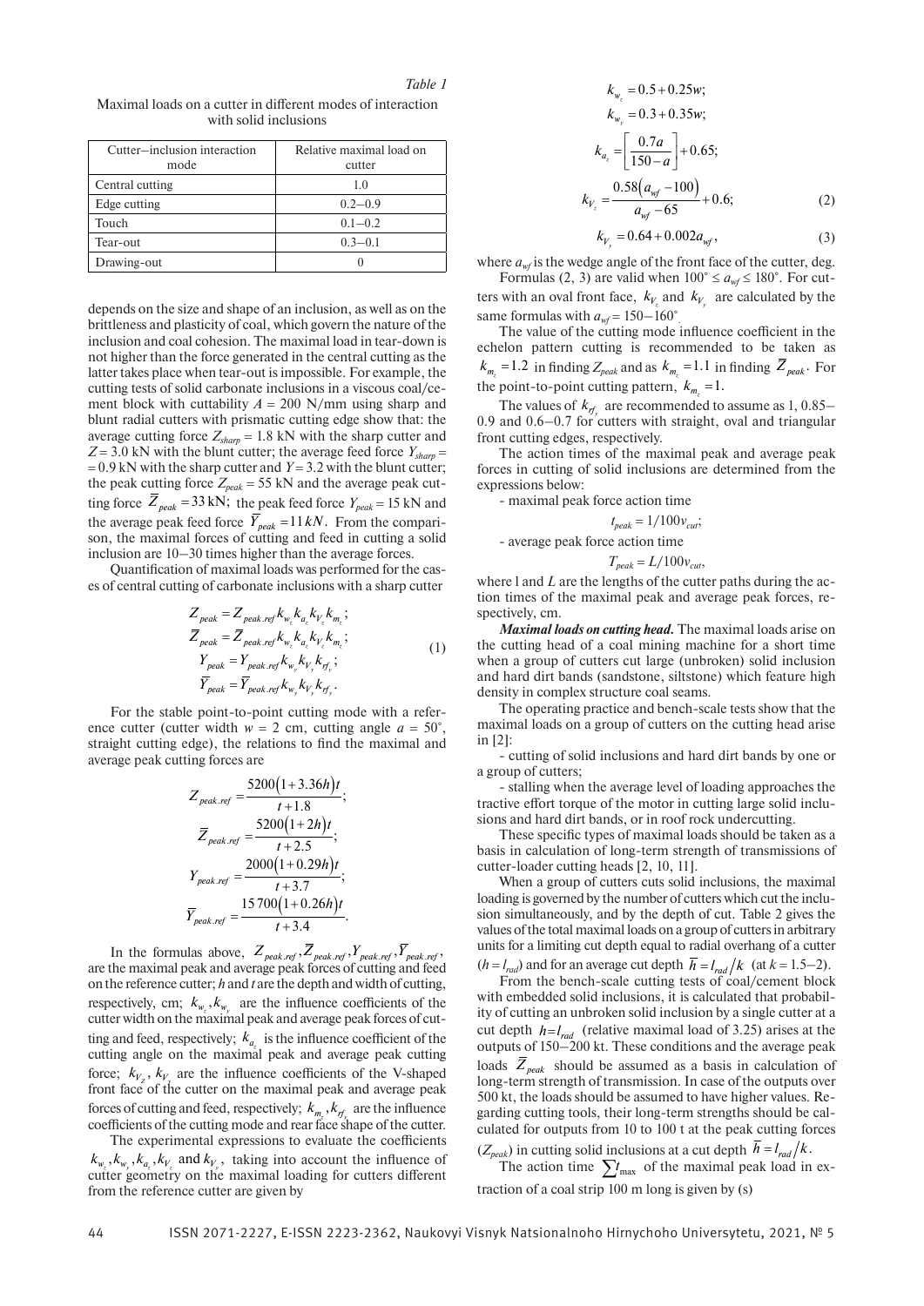*Table 1*

Maximal loads on a cutter in different modes of interaction with solid inclusions

| Cutter–inclusion interaction mode | Relative maximal load on cutter |
|---|---|
| Central cutting | 1.0 |
| Edge cutting | 0.2–0.9 |
| Touch | 0.1–0.2 |
| Tear-out | 0.3–0.1 |
| Drawing-out | 0 |

depends on the size and shape of an inclusion, as well as on the brittleness and plasticity of coal, which govern the nature of the inclusion and coal cohesion. The maximal load in tear-down is not higher than the force generated in the central cutting as the latter takes place when tear-out is impossible. For example, the cutting tests of solid carbonate inclusions in a viscous coal/cement block with cuttability $A = 200$ N/mm using sharp and blunt radial cutters with prismatic cutting edge show that: the average cutting force $Z_{sharp} = 1.8$ kN with the sharp cutter and $Z = 3.0$ kN with the blunt cutter; the average feed force $Y_{sharp} = 0.9$ kN with the sharp cutter and $Y = 3.2$ with the blunt cutter; the peak cutting force $Z_{peak} = 55$ kN and the average peak cutting force $\bar{Z}_{peak} = 33$ kN; the peak feed force $Y_{peak} = 15$ kN and the average peak feed force $\bar{Y}_{peak} = 11\,kN$. From the comparison, the maximal forces of cutting and feed in cutting a solid inclusion are 10–30 times higher than the average forces.

Quantification of maximal loads was performed for the cases of central cutting of carbonate inclusions with a sharp cutter

$$
\begin{aligned}
Z_{peak} &= Z_{peak.ref} k_{w_z} k_{a_z} k_{V_z} k_{m_z};\\
\bar{Z}_{peak} &= \bar{Z}_{peak.ref} k_{w_z} k_{a_z} k_{V_z} k_{m_z};\\
Y_{peak} &= Y_{peak.ref} k_{w_y} k_{V_y} k_{rf_y};\\
\bar{Y}_{peak} &= \bar{Y}_{peak.ref} k_{w_y} k_{V_y} k_{rf_y}.
\end{aligned}
\tag{1}
$$

For the stable point-to-point cutting mode with a reference cutter (cutter width $w = 2$ cm, cutting angle $a = 50°$, straight cutting edge), the relations to find the maximal and average peak cutting forces are

$$Z_{peak.ref} = \frac{5200(1+3.36h)t}{t+1.8};$$

$$\bar{Z}_{peak.ref} = \frac{5200(1+2h)t}{t+2.5};$$

$$Y_{peak.ref} = \frac{2000(1+0.29h)t}{t+3.7};$$

$$\bar{Y}_{peak.ref} = \frac{15\,700(1+0.26h)t}{t+3.4}.$$

In the formulas above, $Z_{peak.ref}, \bar{Z}_{peak.ref}, Y_{peak.ref}, \bar{Y}_{peak.ref}$, are the maximal peak and average peak forces of cutting and feed on the reference cutter; $h$ and $t$ are the depth and width of cutting, respectively, cm; $k_{w_z}, k_{w_y}$ are the influence coefficients of the cutter width on the maximal peak and average peak forces of cutting and feed, respectively; $k_{a_z}$ is the influence coefficient of the cutting angle on the maximal peak and average peak cutting force; $k_{V_z}$, $k_{V_y}$ are the influence coefficients of the V-shaped front face of the cutter on the maximal peak and average peak forces of cutting and feed, respectively; $k_{m_z}, k_{rf_y}$ are the influence coefficients of the cutting mode and rear face shape of the cutter.

The experimental expressions to evaluate the coefficients $k_{w_z}, k_{w_y}, k_{a_z}, k_{V_z}$ and $k_{V_y}$, taking into account the influence of cutter geometry on the maximal loading for cutters different from the reference cutter are given by

$$k_{w_z} = 0.5 + 0.25w;$$

$$k_{w_y} = 0.3 + 0.35w;$$

$$k_{a_z} = \left[\frac{0.7a}{150-a}\right] + 0.65;$$

$$k_{V_z} = \frac{0.58(a_{wf} - 100)}{a_{wf} - 65} + 0.6; \tag{2}$$

$$k_{V_y} = 0.64 + 0.002a_{wf}, \tag{3}$$

where $a_{wf}$ is the wedge angle of the front face of the cutter, deg.

Formulas (2, 3) are valid when $100° \le a_{wf} \le 180°$. For cutters with an oval front face, $k_{V_z}$ and $k_{V_y}$ are calculated by the same formulas with $a_{wf} = 150–160°$.

The value of the cutting mode influence coefficient in the echelon pattern cutting is recommended to be taken as $k_{m_z} = 1.2$ in finding $Z_{peak}$ and as $k_{m_z} = 1.1$ in finding $\bar{Z}_{peak}$. For the point-to-point cutting pattern, $k_{m_z} = 1$.

The values of $k_{rf_y}$ are recommended to assume as 1, 0.85–0.9 and 0.6–0.7 for cutters with straight, oval and triangular front cutting edges, respectively.

The action times of the maximal peak and average peak forces in cutting of solid inclusions are determined from the expressions below:

- maximal peak force action time

$$t_{peak} = 1/100v_{cut};$$

- average peak force action time

$$T_{peak} = L/100v_{cut},$$

where l and $L$ are the lengths of the cutter paths during the action times of the maximal peak and average peak forces, respectively, cm.

***Maximal loads on cutting head.*** The maximal loads arise on the cutting head of a coal mining machine for a short time when a group of cutters cut large (unbroken) solid inclusion and hard dirt bands (sandstone, siltstone) which feature high density in complex structure coal seams.

The operating practice and bench-scale tests show that the maximal loads on a group of cutters on the cutting head arise in [2]:

- cutting of solid inclusions and hard dirt bands by one or a group of cutters;
- stalling when the average level of loading approaches the tractive effort torque of the motor in cutting large solid inclusions and hard dirt bands, or in roof rock undercutting.

These specific types of maximal loads should be taken as a basis in calculation of long-term strength of transmissions of cutter-loader cutting heads [2, 10, 11].

When a group of cutters cuts solid inclusions, the maximal loading is governed by the number of cutters which cut the inclusion simultaneously, and by the depth of cut. Table 2 gives the values of the total maximal loads on a group of cutters in arbitrary units for a limiting cut depth equal to radial overhang of a cutter ($h = l_{rad}$) and for an average cut depth $\bar{h} = l_{rad}/k$ (at $k = 1.5–2$).

From the bench-scale cutting tests of coal/cement block with embedded solid inclusions, it is calculated that probability of cutting an unbroken solid inclusion by a single cutter at a cut depth $h = l_{rad}$ (relative maximal load of 3.25) arises at the outputs of 150–200 kt. These conditions and the average peak loads $\bar{Z}_{peak}$ should be assumed as a basis in calculation of long-term strength of transmission. In case of the outputs over 500 kt, the loads should be assumed to have higher values. Regarding cutting tools, their long-term strengths should be calculated for outputs from 10 to 100 t at the peak cutting forces ($Z_{peak}$) in cutting solid inclusions at a cut depth $\bar{h} = l_{rad}/k$.

The action time $\sum t_{max}$ of the maximal peak load in extraction of a coal strip 100 m long is given by (s)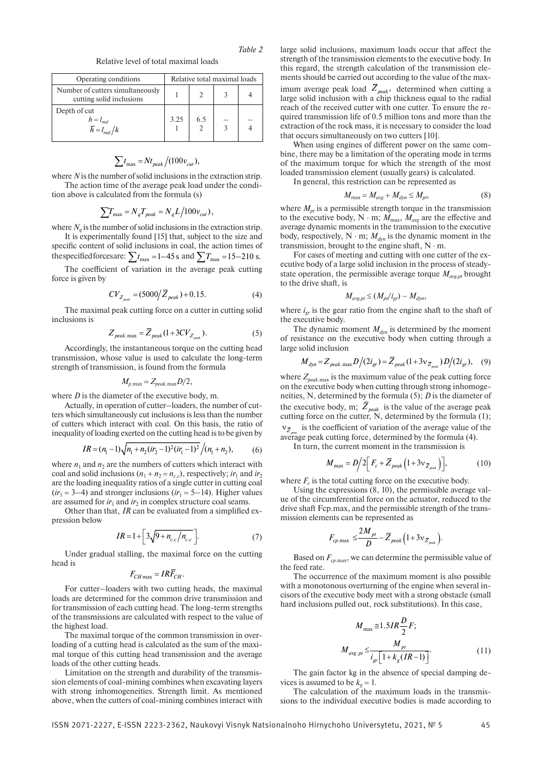*Table 2*

Relative level of total maximal loads

| Operating conditions | Relative total maximal loads | | | |
|---|---|---|---|---|
| Number of cutters simultaneously cutting solid inclusions | 1 | 2 | 3 | 4 |
| Depth of cut $h = l_{rad}$ $\overline{h} = l_{rad}/k$ | 3.25 1 | 6.5 2 | – 3 | – 4 |

$$\sum t_{\max} = N t_{peak} / (100 v_{cut}),$$

where $N$ is the number of solid inclusions in the extraction strip.

The action time of the average peak load under the condition above is calculated from the formula (s)

$$\sum T_{\max} = N_q T_{peak} = N_q L / 100 v_{cut}),$$

where $N_q$ is the number of solid inclusions in the extraction strip.

It is experimentally found [15] that, subject to the size and specific content of solid inclusions in coal, the action times of the specified forces are: $\sum t_{\max} = 1–45$ s and $\sum T_{\max} = 15–210$ s.

The coefficient of variation in the average peak cutting force is given by

$$CV_{Z_{peak}} = (5000/\overline{Z}_{peak}) + 0.15. \tag{4}$$

The maximal peak cutting force on a cutter in cutting solid inclusions is

$$Z_{peak.\max} = \overline{Z}_{peak}(1 + 3CV_{Z_{peak}}). \tag{5}$$

Accordingly, the instantaneous torque on the cutting head transmission, whose value is used to calculate the long-term strength of transmission, is found from the formula

$$M_{p.\max} = Z_{peak.\max} D/2,$$

where $D$ is the diameter of the executive body, m.

Actually, in operation of cutter–loaders, the number of cutters which simultaneously cut inclusions is less than the number of cutters which interact with coal. On this basis, the ratio of inequality of loading exerted on the cutting head is to be given by

$$IR = (n_1 - 1)\sqrt{n_1 + n_2(ir_2 - 1)^2(ir_1 - 1)^2} / (n_1 + n_2), \tag{6}$$

where $n_1$ and $n_2$ are the numbers of cutters which interact with coal and solid inclusions ($n_1 + n_2 = n_{c.c}$), respectively; $ir_1$ and $ir_2$ are the loading inequality ratios of a single cutter in cutting coal ($ir_1 = 3–4$) and stronger inclusions ($ir_1 = 5–14$). Higher values are assumed for $ir_1$ and $ir_2$ in complex structure coal seams.

Other than that, $IR$ can be evaluated from a simplified expression below

$$IR = 1 + \left[3\sqrt{9 + n_{c.c}/n_{c.c}}\right]. \tag{7}$$

Under gradual stalling, the maximal force on the cutting head is

$$F_{CH\max} = IR\overline{F}_{CH}.$$

For cutter–loaders with two cutting heads, the maximal loads are determined for the common drive transmission and for transmission of each cutting head. The long-term strengths of the transmissions are calculated with respect to the value of the highest load.

The maximal torque of the common transmission in overloading of a cutting head is calculated as the sum of the maximal torque of this cutting head transmission and the average loads of the other cutting heads.

Limitation on the strength and durability of the transmission elements of coal-mining combines when excavating layers with strong inhomogeneities. Strength limit. As mentioned above, when the cutters of coal-mining combines interact with large solid inclusions, maximum loads occur that affect the strength of the transmission elements to the executive body. In this regard, the strength calculation of the transmission elements should be carried out according to the value of the maximum average peak load $\overline{Z}_{peak}$, determined when cutting a large solid inclusion with a chip thickness equal to the radial reach of the received cutter with one cutter. To ensure the required transmission life of 0.5 million tons and more than the extraction of the rock mass, it is necessary to consider the load that occurs simultaneously on two cutters [10].

When using engines of different power on the same combine, there may be a limitation of the operating mode in terms of the maximum torque for which the strength of the most loaded transmission element (usually gears) is calculated.

In general, this restriction can be represented as

$$M_{\max} = M_{avg} + M_{dyn} \le M_{pt}, \tag{8}$$

where $M_{pt}$ is a permissible strength torque in the transmission to the executive body, N · m; $M_{\max}$, $M_{avg}$ are the effective and average dynamic moments in the transmission to the executive body, respectively, N · m; $M_{dyn}$ is the dynamic moment in the transmission, brought to the engine shaft, N · m.

For cases of meeting and cutting with one cutter of the executive body of a large solid inclusion in the process of steady-state operation, the permissible average torque $M_{avg.pt}$ brought to the drive shaft, is

$$M_{avg.pt} \le (M_{pt}/i_{gr}) - M_{dyn},$$

where $i_{gr}$ is the gear ratio from the engine shaft to the shaft of the executive body.

The dynamic moment $M_{dyn}$ is determined by the moment of resistance on the executive body when cutting through a large solid inclusion

$$M_{dyn} = Z_{peak.\max} D/(2i_{gr}) = \overline{Z}_{peak}(1 + 3\nu_{Z_{peak}}) D/(2i_{gr}), \tag{9}$$

where $Z_{peak.\max}$ is the maximum value of the peak cutting force on the executive body when cutting through strong inhomogeneities, N, determined by the formula (5); $D$ is the diameter of the executive body, m; $\overline{Z}_{peak}$ is the value of the average peak cutting force on the cutter, N, determined by the formula (1); $\nu_{\overline{Z}_{peak}}$ is the coefficient of variation of the average value of the average peak cutting force, determined by the formula (4).

In turn, the current moment in the transmission is

$$M_{\max} = D/2\left[F_c + \overline{Z}_{peak}\left(1 + 3\nu_{Z_{peak}}\right)\right], \tag{10}$$

where $F_c$ is the total cutting force on the executive body.

Using the expressions (8, 10), the permissible average value of the circumferential force on the actuator, reduced to the drive shaft Fcp.max, and the permissible strength of the transmission elements can be represented as

$$F_{cp.\max} \le \frac{2M_{pt}}{D} - \overline{Z}_{peak}\left(1 + 3\nu_{Z_{peak}}\right).$$

Based on $F_{cp.\max}$, we can determine the permissible value of the feed rate.

The occurrence of the maximum moment is also possible with a monotonous overturning of the engine when several incisors of the executive body meet with a strong obstacle (small hard inclusions pulled out, rock substitutions). In this case,

$$M_{\max} \cong 1.5 IR \frac{D}{2} F;$$

$$M_{avg.pt} \le \frac{M_{pt}}{i_{gr}\left[1 + k_g(IR - 1)\right]}. \tag{11}$$

The gain factor kg in the absence of special damping devices is assumed to be $k_g = 1$.

The calculation of the maximum loads in the transmissions to the individual executive bodies is made according to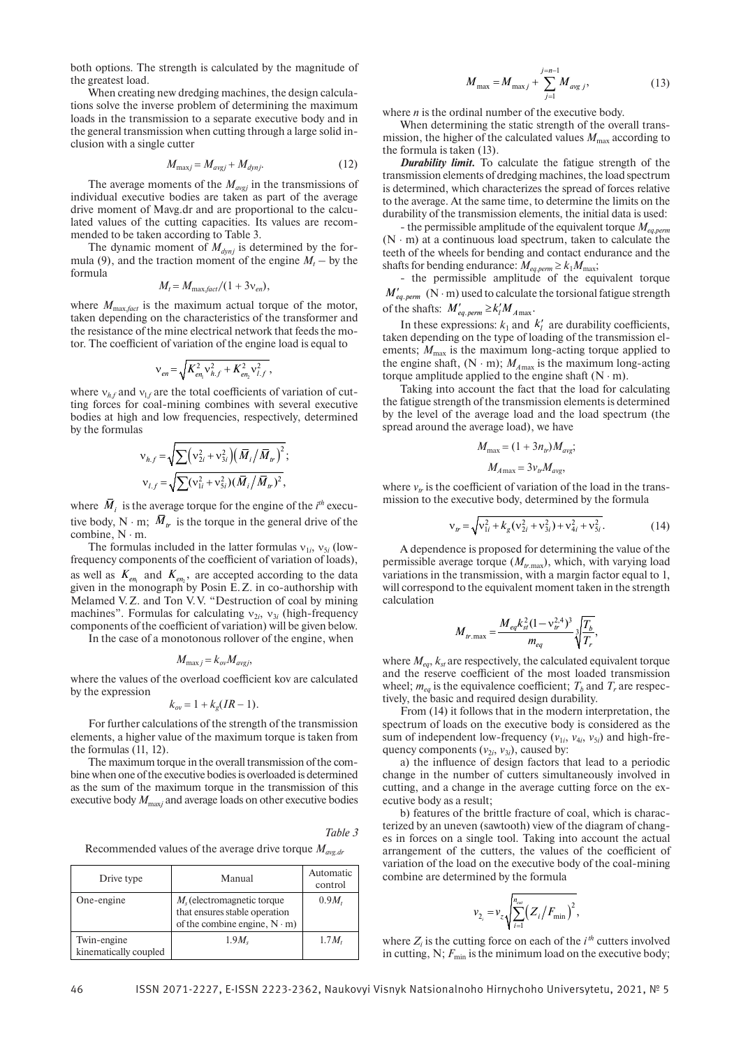both options. The strength is calculated by the magnitude of the greatest load.

When creating new dredging machines, the design calculations solve the inverse problem of determining the maximum loads in the transmission to a separate executive body and in the general transmission when cutting through a large solid inclusion with a single cutter

$$M_{\max j} = M_{avgj} + M_{dynj}. \quad (12)$$

The average moments of the $M_{avgj}$ in the transmissions of individual executive bodies are taken as part of the average drive moment of Mavg.dr and are proportional to the calculated values of the cutting capacities. Its values are recommended to be taken according to Table 3.

The dynamic moment of $M_{dynj}$ is determined by the formula (9), and the traction moment of the engine $M_t$ – by the formula

$$M_t = M_{\max.fact}/(1 + 3\nu_{en}),$$

where $M_{\max.fact}$ is the maximum actual torque of the motor, taken depending on the characteristics of the transformer and the resistance of the mine electrical network that feeds the motor. The coefficient of variation of the engine load is equal to

$$\nu_{en} = \sqrt{K_{en_1}^2 \nu_{h.f}^2 + K_{en_2}^2 \nu_{l.f}^2},$$

where $\nu_{h.f}$ and $\nu_{l.f}$ are the total coefficients of variation of cutting forces for coal-mining combines with several executive bodies at high and low frequencies, respectively, determined by the formulas

$$\nu_{h.f} = \sqrt{\sum \left(\nu_{2i}^2 + \nu_{3i}^2\right)\left(\bar{M}_i / \bar{M}_{tr}\right)^2};$$

$$\nu_{l.f} = \sqrt{\sum (\nu_{1i}^2 + \nu_{5i}^2)(\bar{M}_i / \bar{M}_{tr})^2},$$

where $\bar{M}_i$ is the average torque for the engine of the $i^{th}$ executive body, N · m; $\bar{M}_{tr}$ is the torque in the general drive of the combine, N · m.

The formulas included in the latter formulas $\nu_{1i}$, $\nu_{5i}$ (low-frequency components of the coefficient of variation of loads), as well as $K_{en_1}$ and $K_{en_2}$, are accepted according to the data given in the monograph by Posin E. Z. in co-authorship with Melamed V. Z. and Ton V. V. "Destruction of coal by mining machines". Formulas for calculating $\nu_{2i}$, $\nu_{3i}$ (high-frequency components of the coefficient of variation) will be given below.

In the case of a monotonous rollover of the engine, when

$$M_{\max j} = k_{ov} M_{avgj},$$

where the values of the overload coefficient kov are calculated by the expression

$$k_{ov} = 1 + k_g(IR - 1).$$

For further calculations of the strength of the transmission elements, a higher value of the maximum torque is taken from the formulas (11, 12).

The maximum torque in the overall transmission of the combine when one of the executive bodies is overloaded is determined as the sum of the maximum torque in the transmission of this executive body $M_{\max j}$ and average loads on other executive bodies

*Table 3*

Recommended values of the average drive torque $M_{avg.dr}$

| Drive type | Manual | Automatic control |
|---|---|---|
| One-engine | $M_s$ (electromagnetic torque that ensures stable operation of the combine engine, N · m) | $0.9M_t$ |
| Twin-engine kinematically coupled | $1.9M_s$ | $1.7M_t$ |

$$M_{\max} = M_{\max j} + \sum_{j=1}^{j=n-1} M_{avg\,j}, \quad (13)$$

where $n$ is the ordinal number of the executive body.

When determining the static strength of the overall transmission, the higher of the calculated values $M_{\max}$ according to the formula is taken (13).

***Durability limit.*** To calculate the fatigue strength of the transmission elements of dredging machines, the load spectrum is determined, which characterizes the spread of forces relative to the average. At the same time, to determine the limits on the durability of the transmission elements, the initial data is used:

- the permissible amplitude of the equivalent torque $M_{eq.perm}$ (N · m) at a continuous load spectrum, taken to calculate the teeth of the wheels for bending and contact endurance and the shafts for bending endurance: $M_{eq.perm} \geq k_1 M_{\max}$;
- the permissible amplitude of the equivalent torque $M'_{eq.perm}$ (N · m) used to calculate the torsional fatigue strength of the shafts: $M'_{eq.perm} \geq k'_l M_{A\max}$.

In these expressions: $k_1$ and $k'_l$ are durability coefficients, taken depending on the type of loading of the transmission elements; $M_{\max}$ is the maximum long-acting torque applied to the engine shaft, (N · m); $M_{A\max}$ is the maximum long-acting torque amplitude applied to the engine shaft (N · m).

Taking into account the fact that the load for calculating the fatigue strength of the transmission elements is determined by the level of the average load and the load spectrum (the spread around the average load), we have

$$M_{\max} = (1 + 3n_{tr})M_{avg};$$

$$M_{A\max} = 3\nu_{tr} M_{avg},$$

where $\nu_{tr}$ is the coefficient of variation of the load in the transmission to the executive body, determined by the formula

$$\nu_{tr} = \sqrt{\nu_{1i}^2 + k_g(\nu_{2i}^2 + \nu_{3i}^2) + \nu_{4i}^2 + \nu_{5i}^2}. \quad (14)$$

A dependence is proposed for determining the value of the permissible average torque ($M_{tr.\max}$), which, with varying load variations in the transmission, with a margin factor equal to 1, will correspond to the equivalent moment taken in the strength calculation

$$M_{tr.\max} = \frac{M_{eq} k_{st}^2 (1 - \nu_{tr}^{2,4})^3}{m_{eq}} \sqrt[3]{\frac{T_b}{T_r}},$$

where $M_{eq}$, $k_{st}$ are respectively, the calculated equivalent torque and the reserve coefficient of the most loaded transmission wheel; $m_{eq}$ is the equivalence coefficient; $T_b$ and $T_r$ are respectively, the basic and required design durability.

From (14) it follows that in the modern interpretation, the spectrum of loads on the executive body is considered as the sum of independent low-frequency ($\nu_{1i}$, $\nu_{4i}$, $\nu_{5i}$) and high-frequency components ($\nu_{2i}$, $\nu_{3i}$), caused by:

a) the influence of design factors that lead to a periodic change in the number of cutters simultaneously involved in cutting, and a change in the average cutting force on the executive body as a result;

b) features of the brittle fracture of coal, which is characterized by an uneven (sawtooth) view of the diagram of changes in forces on a single tool. Taking into account the actual arrangement of the cutters, the values of the coefficient of variation of the load on the executive body of the coal-mining combine are determined by the formula

$$\nu_{2_i} = \nu_z \sqrt{\sum_{i=1}^{n_{cut}} \left(Z_i / F_{\min}\right)^2},$$

where $Z_i$ is the cutting force on each of the $i^{th}$ cutters involved in cutting, N; $F_{\min}$ is the minimum load on the executive body;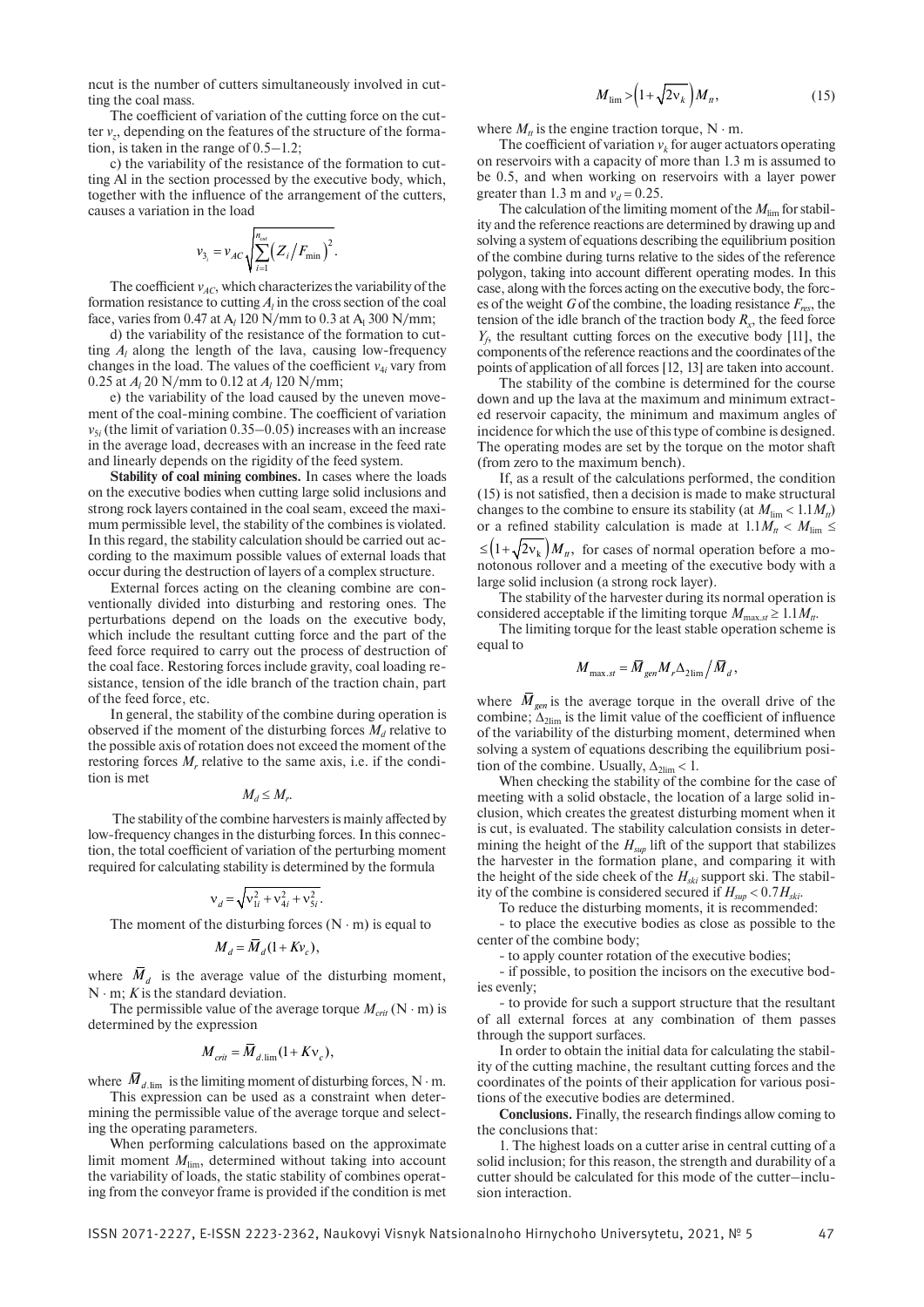ncut is the number of cutters simultaneously involved in cutting the coal mass.

The coefficient of variation of the cutting force on the cutter $v_z$, depending on the features of the structure of the formation, is taken in the range of 0.5–1.2;

c) the variability of the resistance of the formation to cutting Al in the section processed by the executive body, which, together with the influence of the arrangement of the cutters, causes a variation in the load

$$v_{3_i} = v_{AC}\sqrt{\sum_{i=1}^{n_{cut}}\left(Z_i/F_{\min}\right)^2}.$$

The coefficient $v_{AC}$, which characterizes the variability of the formation resistance to cutting $A_l$ in the cross section of the coal face, varies from 0.47 at $A_l$ 120 N/mm to 0.3 at $A_l$ 300 N/mm;

d) the variability of the resistance of the formation to cutting $A_l$ along the length of the lava, causing low-frequency changes in the load. The values of the coefficient $v_{4i}$ vary from 0.25 at $A_l$ 20 N/mm to 0.12 at $A_l$ 120 N/mm;

e) the variability of the load caused by the uneven movement of the coal-mining combine. The coefficient of variation $v_{5i}$ (the limit of variation 0.35–0.05) increases with an increase in the average load, decreases with an increase in the feed rate and linearly depends on the rigidity of the feed system.

**Stability of coal mining combines.** In cases where the loads on the executive bodies when cutting large solid inclusions and strong rock layers contained in the coal seam, exceed the maximum permissible level, the stability of the combines is violated. In this regard, the stability calculation should be carried out according to the maximum possible values of external loads that occur during the destruction of layers of a complex structure.

External forces acting on the cleaning combine are conventionally divided into disturbing and restoring ones. The perturbations depend on the loads on the executive body, which include the resultant cutting force and the part of the feed force required to carry out the process of destruction of the coal face. Restoring forces include gravity, coal loading resistance, tension of the idle branch of the traction chain, part of the feed force, etc.

In general, the stability of the combine during operation is observed if the moment of the disturbing forces $M_d$ relative to the possible axis of rotation does not exceed the moment of the restoring forces $M_r$ relative to the same axis, i.e. if the condition is met

$$M_d \leq M_r.$$

The stability of the combine harvesters is mainly affected by low-frequency changes in the disturbing forces. In this connection, the total coefficient of variation of the perturbing moment required for calculating stability is determined by the formula

$$\nu_d = \sqrt{\nu_{1i}^2 + \nu_{4i}^2 + \nu_{5i}^2}.$$

The moment of the disturbing forces (N · m) is equal to

$$M_d = \overline{M}_d(1 + K\nu_c),$$

where $\overline{M}_d$ is the average value of the disturbing moment, N · m; $K$ is the standard deviation.

The permissible value of the average torque $M_{crit}$ (N · m) is determined by the expression

$$M_{crit} = \overline{M}_{d.\lim}(1 + K\nu_c),$$

where $\overline{M}_{d.\lim}$ is the limiting moment of disturbing forces, N · m.

This expression can be used as a constraint when determining the permissible value of the average torque and selecting the operating parameters.

When performing calculations based on the approximate limit moment $M_{\lim}$, determined without taking into account the variability of loads, the static stability of combines operating from the conveyor frame is provided if the condition is met

$$M_{\lim} > \left(1 + \sqrt{2\nu_k}\right)M_{tt}, \tag{15}$$

where $M_{tt}$ is the engine traction torque, N · m.

The coefficient of variation $\nu_k$ for auger actuators operating on reservoirs with a capacity of more than 1.3 m is assumed to be 0.5, and when working on reservoirs with a layer power greater than 1.3 m and $v_d = 0.25$.

The calculation of the limiting moment of the $M_{\lim}$ for stability and the reference reactions are determined by drawing up and solving a system of equations describing the equilibrium position of the combine during turns relative to the sides of the reference polygon, taking into account different operating modes. In this case, along with the forces acting on the executive body, the forces of the weight $G$ of the combine, the loading resistance $F_{res}$, the tension of the idle branch of the traction body $R_x$, the feed force $Y_f$, the resultant cutting forces on the executive body [11], the components of the reference reactions and the coordinates of the points of application of all forces [12, 13] are taken into account.

The stability of the combine is determined for the course down and up the lava at the maximum and minimum extracted reservoir capacity, the minimum and maximum angles of incidence for which the use of this type of combine is designed. The operating modes are set by the torque on the motor shaft (from zero to the maximum bench).

If, as a result of the calculations performed, the condition (15) is not satisfied, then a decision is made to make structural changes to the combine to ensure its stability (at $M_{\lim} < 1.1M_{tt}$) or a refined stability calculation is made at $1.1M_{tt} < M_{\lim} \leq \left(1 + \sqrt{2\nu_k}\right)M_{tt}$, for cases of normal operation before a monotonous rollover and a meeting of the executive body with a large solid inclusion (a strong rock layer).

The stability of the harvester during its normal operation is considered acceptable if the limiting torque $M_{\max.st} \geq 1.1M_{tt}$.

The limiting torque for the least stable operation scheme is equal to

$$M_{\max.st} = \overline{M}_{gen}M_r\Delta_{2\lim}/\overline{M}_d,$$

where $\overline{M}_{gen}$ is the average torque in the overall drive of the combine; $\Delta_{2\lim}$ is the limit value of the coefficient of influence of the variability of the disturbing moment, determined when solving a system of equations describing the equilibrium position of the combine. Usually, $\Delta_{2\lim} < 1$.

When checking the stability of the combine for the case of meeting with a solid obstacle, the location of a large solid inclusion, which creates the greatest disturbing moment when it is cut, is evaluated. The stability calculation consists in determining the height of the $H_{sup}$ lift of the support that stabilizes the harvester in the formation plane, and comparing it with the height of the side cheek of the $H_{ski}$ support ski. The stability of the combine is considered secured if $H_{sup} < 0.7H_{ski}$.

To reduce the disturbing moments, it is recommended:

- to place the executive bodies as close as possible to the center of the combine body;
- to apply counter rotation of the executive bodies;
- if possible, to position the incisors on the executive bodies evenly;
- to provide for such a support structure that the resultant of all external forces at any combination of them passes through the support surfaces.

In order to obtain the initial data for calculating the stability of the cutting machine, the resultant cutting forces and the coordinates of the points of their application for various positions of the executive bodies are determined.

**Conclusions.** Finally, the research findings allow coming to the conclusions that:

1. The highest loads on a cutter arise in central cutting of a solid inclusion; for this reason, the strength and durability of a cutter should be calculated for this mode of the cutter–inclusion interaction.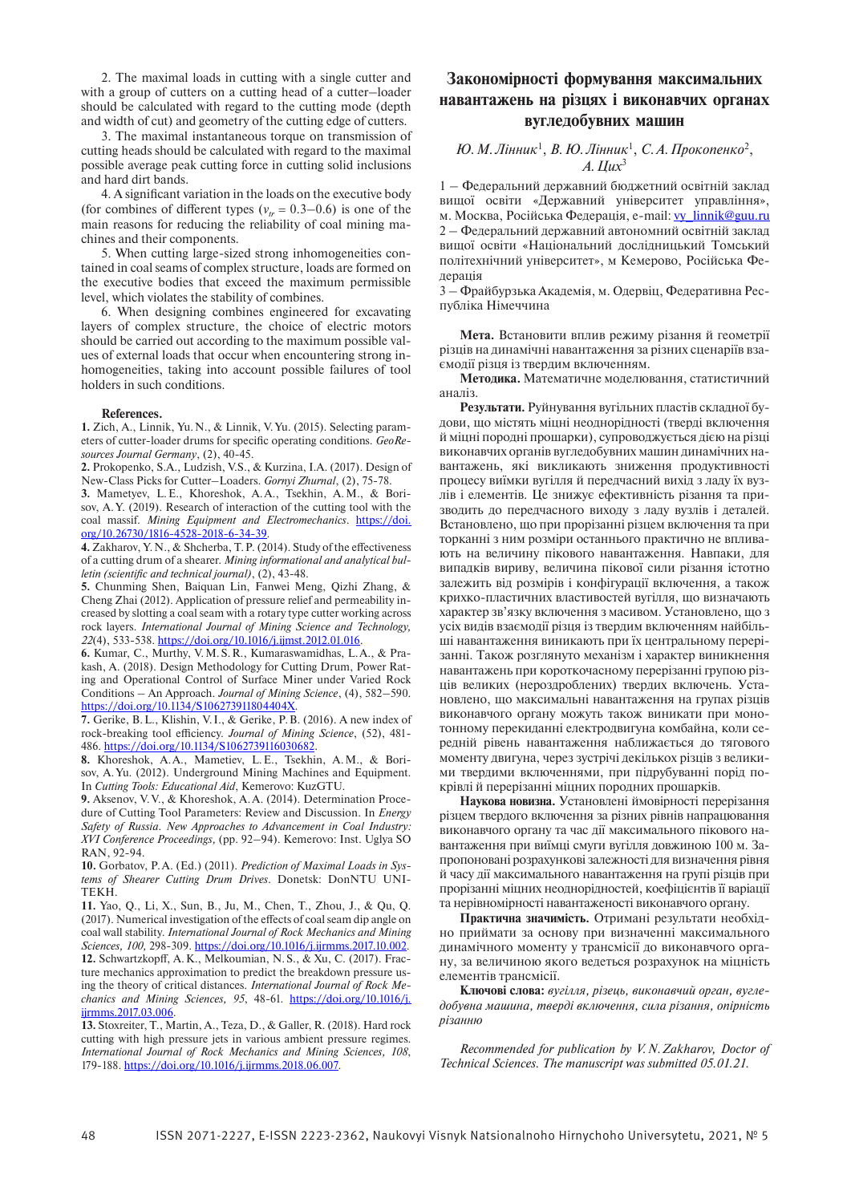2. The maximal loads in cutting with a single cutter and with a group of cutters on a cutting head of a cutter–loader should be calculated with regard to the cutting mode (depth and width of cut) and geometry of the cutting edge of cutters.

3. The maximal instantaneous torque on transmission of cutting heads should be calculated with regard to the maximal possible average peak cutting force in cutting solid inclusions and hard dirt bands.

4. A significant variation in the loads on the executive body (for combines of different types ($v_{tr}$ = 0.3–0.6) is one of the main reasons for reducing the reliability of coal mining machines and their components.

5. When cutting large-sized strong inhomogeneities contained in coal seams of complex structure, loads are formed on the executive bodies that exceed the maximum permissible level, which violates the stability of combines.

6. When designing combines engineered for excavating layers of complex structure, the choice of electric motors should be carried out according to the maximum possible values of external loads that occur when encountering strong inhomogeneities, taking into account possible failures of tool holders in such conditions.

**References.**

**1.** Zich, A., Linnik, Yu. N., & Linnik, V. Yu. (2015). Selecting parameters of cutter-loader drums for specific operating conditions. *GeoResources Journal Germany*, (2), 40-45.

**2.** Prokopenko, S.A., Ludzish, V.S., & Kurzina, I.A. (2017). Design of New-Class Picks for Cutter–Loaders. *Gornyi Zhurnal*, (2), 75-78.

**3.** Mametyev, L.E., Khoreshok, A.A., Tsekhin, A.M., & Borisov, A.Y. (2019). Research of interaction of the cutting tool with the coal massif. *Mining Equipment and Electromechanics*. https://doi.org/10.26730/1816-4528-2018-6-34-39.

**4.** Zakharov, Y.N., & Shcherba, T.P. (2014). Study of the effectiveness of a cutting drum of a shearer. *Mining informational and analytical bulletin (scientific and technical journal)*, (2), 43-48.

**5.** Chunming Shen, Baiquan Lin, Fanwei Meng, Qizhi Zhang, & Cheng Zhai (2012). Application of pressure relief and permeability increased by slotting a coal seam with a rotary type cutter working across rock layers. *International Journal of Mining Science and Technology, 22*(4), 533-538. https://doi.org/10.1016/j.ijmst.2012.01.016.

**6.** Kumar, C., Murthy, V.M.S.R., Kumaraswamidhas, L.A., & Prakash, A. (2018). Design Methodology for Cutting Drum, Power Rating and Operational Control of Surface Miner under Varied Rock Conditions – An Approach. *Journal of Mining Science*, (4), 582–590. https://doi.org/10.1134/S106273911804404X.

**7.** Gerike, B.L., Klishin, V.I., & Gerike, P.B. (2016). A new index of rock-breaking tool efficiency. *Journal of Mining Science*, (52), 481-486. https://doi.org/10.1134/S1062739116030682.

**8.** Khoreshok, A.A., Mametiev, L.E., Tsekhin, A.M., & Borisov, A.Yu. (2012). Underground Mining Machines and Equipment. In *Cutting Tools: Educational Aid*, Kemerovo: KuzGTU.

**9.** Aksenov, V.V., & Khoreshok, A.A. (2014). Determination Procedure of Cutting Tool Parameters: Review and Discussion. In *Energy Safety of Russia. New Approaches to Advancement in Coal Industry: XVI Conference Proceedings*, (pp. 92–94). Kemerovo: Inst. Uglya SO RAN, 92-94.

**10.** Gorbatov, P.A. (Ed.) (2011). *Prediction of Maximal Loads in Systems of Shearer Cutting Drum Drives*. Donetsk: DonNTU UNITEKH.

**11.** Yao, Q., Li, X., Sun, B., Ju, M., Chen, T., Zhou, J., & Qu, Q. (2017). Numerical investigation of the effects of coal seam dip angle on coal wall stability. *International Journal of Rock Mechanics and Mining Sciences, 100,* 298-309. https://doi.org/10.1016/j.ijrmms.2017.10.002.

**12.** Schwartzkopff, A.K., Melkoumian, N.S., & Xu, C. (2017). Fracture mechanics approximation to predict the breakdown pressure using the theory of critical distances. *International Journal of Rock Mechanics and Mining Sciences, 95*, 48-61. https://doi.org/10.1016/j.ijrmms.2017.03.006.

**13.** Stoxreiter, T., Martin, A., Teza, D., & Galler, R. (2018). Hard rock cutting with high pressure jets in various ambient pressure regimes. *International Journal of Rock Mechanics and Mining Sciences, 108*, 179-188. https://doi.org/10.1016/j.ijrmms.2018.06.007.

## Закономірності формування максимальних навантажень на різцях і виконавчих органах вугледобувних машин

*Ю. М. Лінник*[1], *В. Ю. Лінник*[1], *С. А. Прокопенко*[2], *А. Цих*[3]

1 – Федеральний державний бюджетний освітній заклад вищої освіти «Державний університет управління», м. Москва, Російська Федерація, e-mail: vy_linnik@guu.ru

2 – Федеральний державний автономний освітній заклад вищої освіти «Національний дослідницький Томський політехнічний університет», м Кемерово, Російська Федерація

3 – Фрайбурзька Академія, м. Одервіц, Федеративна Республіка Німеччина

**Мета.** Встановити вплив режиму різання й геометрії різців на динамічні навантаження за різних сценаріїв взаємодії різця із твердим включенням.

**Методика.** Математичне моделювання, статистичний аналіз.

**Результати.** Руйнування вугільних пластів складної будови, що містять міцні неоднорідності (тверді включення й міцні породні прошарки), супроводжується дією на різці виконавчих органів вугледобувних машин динамічних навантажень, які викликають зниження продуктивності процесу виймки вугілля й передчасний вихід з ладу їх вузлів і елементів. Це знижує ефективність різання та призводить до передчасного виходу з ладу вузлів і деталей. Встановлено, що при прорізанні різцем включення та при торканні з ним розміри останнього практично не впливають на величину пікового навантаження. Навпаки, для випадків вириву, величина пікової сили різання істотно залежить від розмірів і конфігурації включення, а також крихко-пластичних властивостей вугілля, що визначають характер зв'язку включення з масивом. Установлено, що з усіх видів взаємодії різця із твердим включенням найбільші навантаження виникають при їх центральному перерізанні. Також розглянуто механізм і характер виникнення навантажень при короткочасному перерізанні групою різців великих (нерозроблених) твердих включень. Установлено, що максимальні навантаження на групах різців виконавчого органу можуть також виникати при монотонному перекиданні електродвигуна комбайна, коли середній рівень навантаження наближається до тягового моменту двигуна, через зустрічі декількох різців з великими твердими включеннями, при підрубуванні порід покрівлі й перерізанні міцних породних прошарків.

**Наукова новизна.** Установлені ймовірності перерізання різцем твердого включення за різних рівнів напрацювання виконавчого органу та час дії максимального пікового навантаження при виїмці смуги вугілля довжиною 100 м. Запропоновані розрахункові залежності для визначення рівня й часу дії максимального навантаження на групі різців при прорізанні міцних неоднорідностей, коефіцієнтів її варіації та нерівномірності навантаженості виконавчого органу.

**Практична значимість.** Отримані результати необхідно приймати за основу при визначенні максимального динамічного моменту у трансмісії до виконавчого органу, за величиною якого ведеться розрахунок на міцність елементів трансмісії.

**Ключові слова:** *вугілля, різець, виконавчий орган, вугледобувна машина, тверді включення, сила різання, опірність різанню*

*Recommended for publication by V.N.Zakharov, Doctor of Technical Sciences. The manuscript was submitted 05.01.21.*